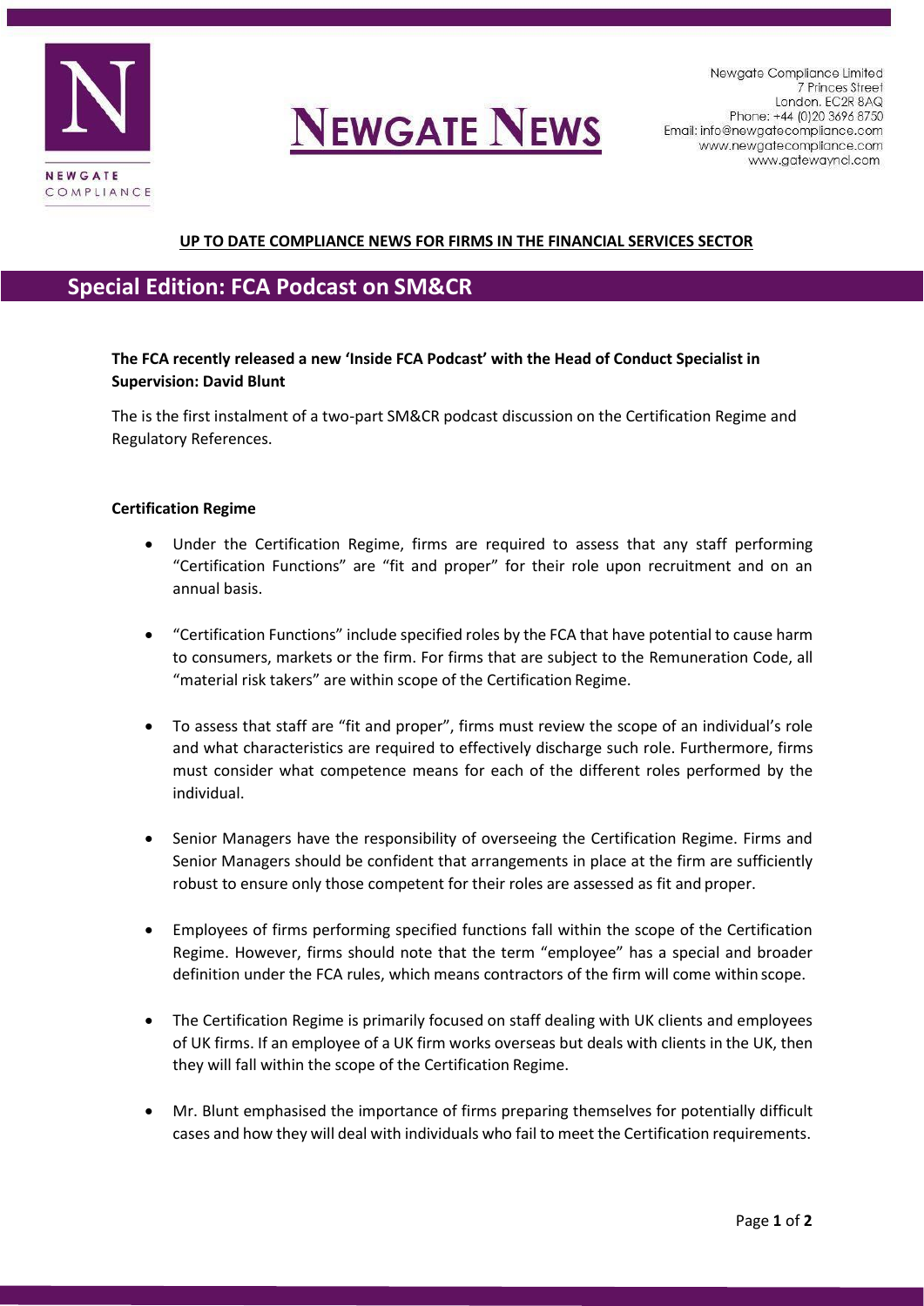# NEWGATE NEWS

Newgate Compliance Limited
7 Princes Street
London, EC2R 8AQ
Phone: +44 (0)20 3696 8750
Email: info@newgatecompliance.com
www.newgatecompliance.com
www.gatewaynci.com

**UP TO DATE COMPLIANCE NEWS FOR FIRMS IN THE FINANCIAL SERVICES SECTOR**

## Special Edition: FCA Podcast on SM&CR

**The FCA recently released a new 'Inside FCA Podcast' with the Head of Conduct Specialist in Supervision: David Blunt**

The is the first instalment of a two-part SM&CR podcast discussion on the Certification Regime and Regulatory References.

### Certification Regime

- Under the Certification Regime, firms are required to assess that any staff performing "Certification Functions" are "fit and proper" for their role upon recruitment and on an annual basis.
- "Certification Functions" include specified roles by the FCA that have potential to cause harm to consumers, markets or the firm. For firms that are subject to the Remuneration Code, all "material risk takers" are within scope of the Certification Regime.
- To assess that staff are "fit and proper", firms must review the scope of an individual's role and what characteristics are required to effectively discharge such role. Furthermore, firms must consider what competence means for each of the different roles performed by the individual.
- Senior Managers have the responsibility of overseeing the Certification Regime. Firms and Senior Managers should be confident that arrangements in place at the firm are sufficiently robust to ensure only those competent for their roles are assessed as fit and proper.
- Employees of firms performing specified functions fall within the scope of the Certification Regime. However, firms should note that the term "employee" has a special and broader definition under the FCA rules, which means contractors of the firm will come within scope.
- The Certification Regime is primarily focused on staff dealing with UK clients and employees of UK firms. If an employee of a UK firm works overseas but deals with clients in the UK, then they will fall within the scope of the Certification Regime.
- Mr. Blunt emphasised the importance of firms preparing themselves for potentially difficult cases and how they will deal with individuals who fail to meet the Certification requirements.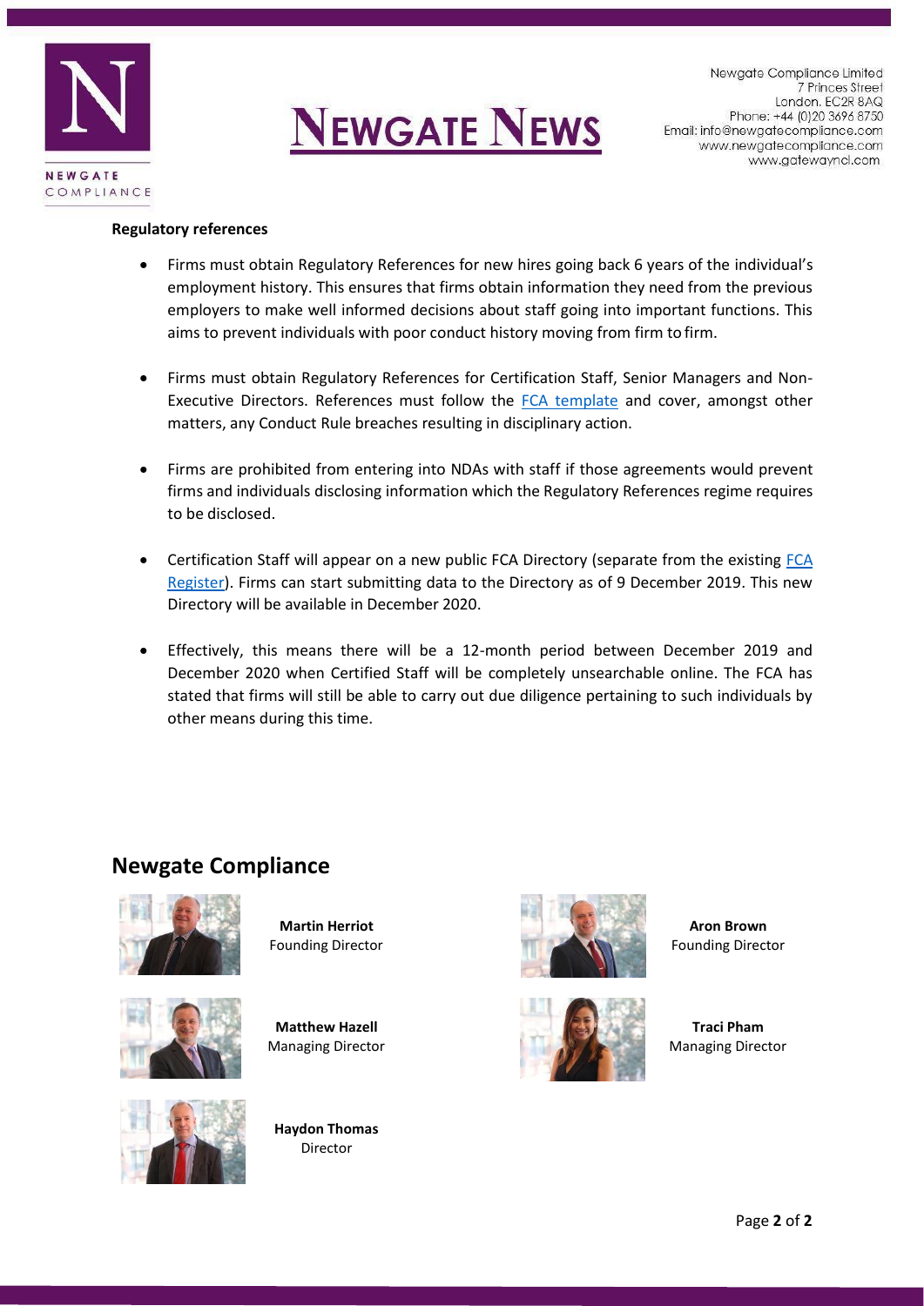**Regulatory references**

- Firms must obtain Regulatory References for new hires going back 6 years of the individual's employment history. This ensures that firms obtain information they need from the previous employers to make well informed decisions about staff going into important functions. This aims to prevent individuals with poor conduct history moving from firm to firm.

- Firms must obtain Regulatory References for Certification Staff, Senior Managers and Non-Executive Directors. References must follow the FCA template and cover, amongst other matters, any Conduct Rule breaches resulting in disciplinary action.

- Firms are prohibited from entering into NDAs with staff if those agreements would prevent firms and individuals disclosing information which the Regulatory References regime requires to be disclosed.

- Certification Staff will appear on a new public FCA Directory (separate from the existing FCA Register). Firms can start submitting data to the Directory as of 9 December 2019. This new Directory will be available in December 2020.

- Effectively, this means there will be a 12-month period between December 2019 and December 2020 when Certified Staff will be completely unsearchable online. The FCA has stated that firms will still be able to carry out due diligence pertaining to such individuals by other means during this time.

## Newgate Compliance

**Martin Herriot**
Founding Director

**Aron Brown**
Founding Director

**Matthew Hazell**
Managing Director

**Traci Pham**
Managing Director

**Haydon Thomas**
Director